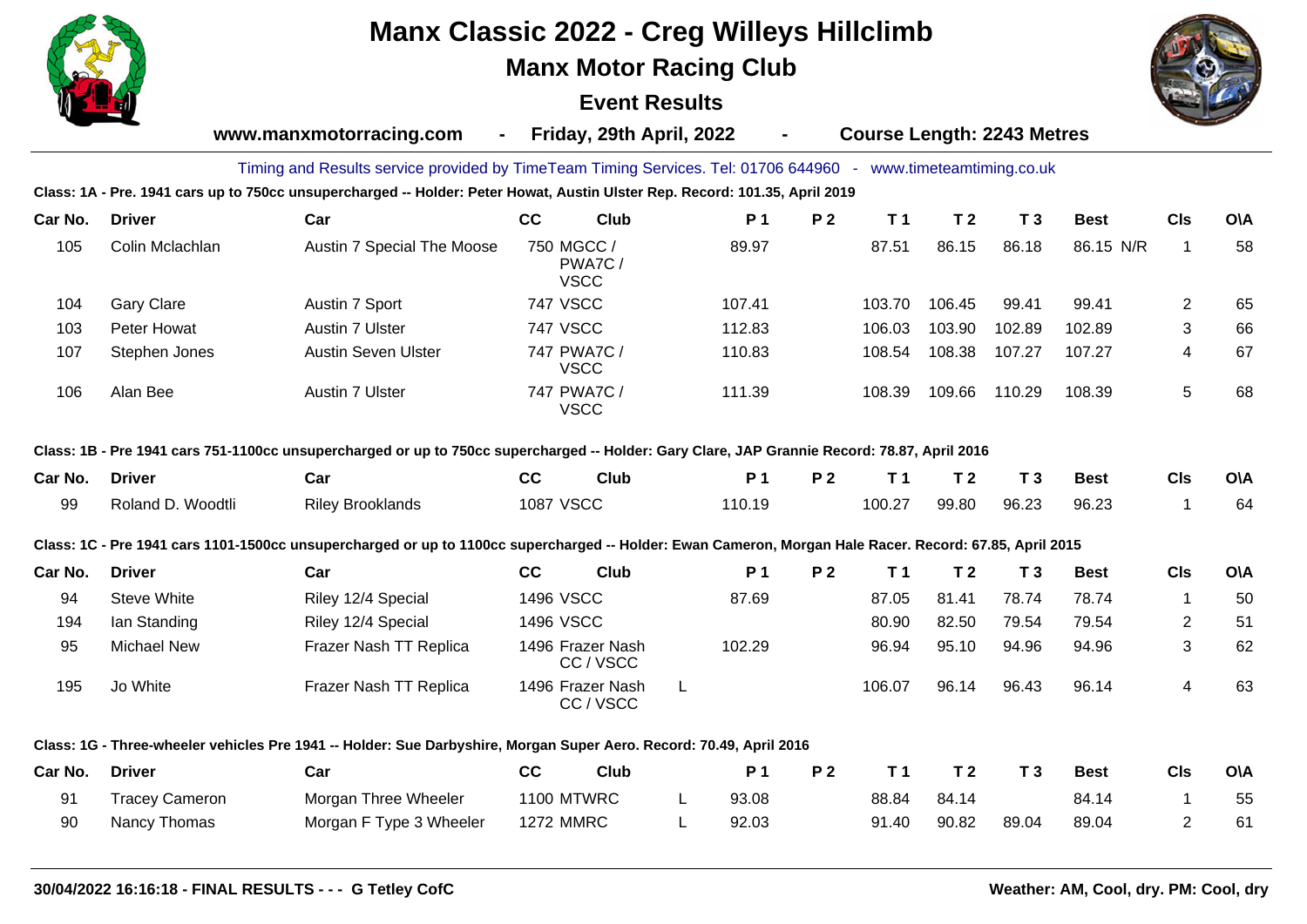# Manx Classic 2022 - Creg Willeys Hillclimb

## Manx Motor Racing Club

### Event Results

**www.manxmotorracing.com - Friday, 29th April, 2022 - Course Length: 2243 Metres**

Timing and Results service provided by TimeTeam Timing Services. Tel: 01706 644960 - www.timeteamtiming.co.uk

**Class: 1A - Pre. 1941 cars up to 750cc unsupercharged -- Holder: Peter Howat, Austin Ulster Rep. Record: 101.35, April 2019**

| Car No. | Driver | Car | CC | Club | | P 1 | P 2 | T 1 | T 2 | T 3 | Best | | Cls | O\A |
|---|---|---|---|---|---|---|---|---|---|---|---|---|---|---|
| 105 | Colin Mclachlan | Austin 7 Special The Moose | 750 | MGCC / PWA7C / VSCC | | 89.97 | | 87.51 | 86.15 | 86.18 | 86.15 | N/R | 1 | 58 |
| 104 | Gary Clare | Austin 7 Sport | 747 | VSCC | | 107.41 | | 103.70 | 106.45 | 99.41 | 99.41 | | 2 | 65 |
| 103 | Peter Howat | Austin 7 Ulster | 747 | VSCC | | 112.83 | | 106.03 | 103.90 | 102.89 | 102.89 | | 3 | 66 |
| 107 | Stephen Jones | Austin Seven Ulster | 747 | PWA7C / VSCC | | 110.83 | | 108.54 | 108.38 | 107.27 | 107.27 | | 4 | 67 |
| 106 | Alan Bee | Austin 7 Ulster | 747 | PWA7C / VSCC | | 111.39 | | 108.39 | 109.66 | 110.29 | 108.39 | | 5 | 68 |

**Class: 1B - Pre 1941 cars 751-1100cc unsupercharged or up to 750cc supercharged -- Holder: Gary Clare, JAP Grannie Record: 78.87, April 2016**

| Car No. | Driver | Car | CC | Club | | P 1 | P 2 | T 1 | T 2 | T 3 | Best | | Cls | O\A |
|---|---|---|---|---|---|---|---|---|---|---|---|---|---|---|
| 99 | Roland D. Woodtli | Riley Brooklands | 1087 | VSCC | | 110.19 | | 100.27 | 99.80 | 96.23 | 96.23 | | 1 | 64 |

**Class: 1C - Pre 1941 cars 1101-1500cc unsupercharged or up to 1100cc supercharged -- Holder: Ewan Cameron, Morgan Hale Racer. Record: 67.85, April 2015**

| Car No. | Driver | Car | CC | Club | | P 1 | P 2 | T 1 | T 2 | T 3 | Best | | Cls | O\A |
|---|---|---|---|---|---|---|---|---|---|---|---|---|---|---|
| 94 | Steve White | Riley 12/4 Special | 1496 | VSCC | | 87.69 | | 87.05 | 81.41 | 78.74 | 78.74 | | 1 | 50 |
| 194 | Ian Standing | Riley 12/4 Special | 1496 | VSCC | | | | 80.90 | 82.50 | 79.54 | 79.54 | | 2 | 51 |
| 95 | Michael New | Frazer Nash TT Replica | 1496 | Frazer Nash CC / VSCC | | 102.29 | | 96.94 | 95.10 | 94.96 | 94.96 | | 3 | 62 |
| 195 | Jo White | Frazer Nash TT Replica | 1496 | Frazer Nash CC / VSCC | L | | | 106.07 | 96.14 | 96.43 | 96.14 | | 4 | 63 |

**Class: 1G - Three-wheeler vehicles Pre 1941 -- Holder: Sue Darbyshire, Morgan Super Aero. Record: 70.49, April 2016**

| Car No. | Driver | Car | CC | Club | | P 1 | P 2 | T 1 | T 2 | T 3 | Best | | Cls | O\A |
|---|---|---|---|---|---|---|---|---|---|---|---|---|---|---|
| 91 | Tracey Cameron | Morgan Three Wheeler | 1100 | MTWRC | L | 93.08 | | 88.84 | 84.14 | | 84.14 | | 1 | 55 |
| 90 | Nancy Thomas | Morgan F Type 3 Wheeler | 1272 | MMRC | L | 92.03 | | 91.40 | 90.82 | 89.04 | 89.04 | | 2 | 61 |

**30/04/2022 16:16:18 - FINAL RESULTS - - - G Tetley CofC**

**Weather: AM, Cool, dry. PM: Cool, dry**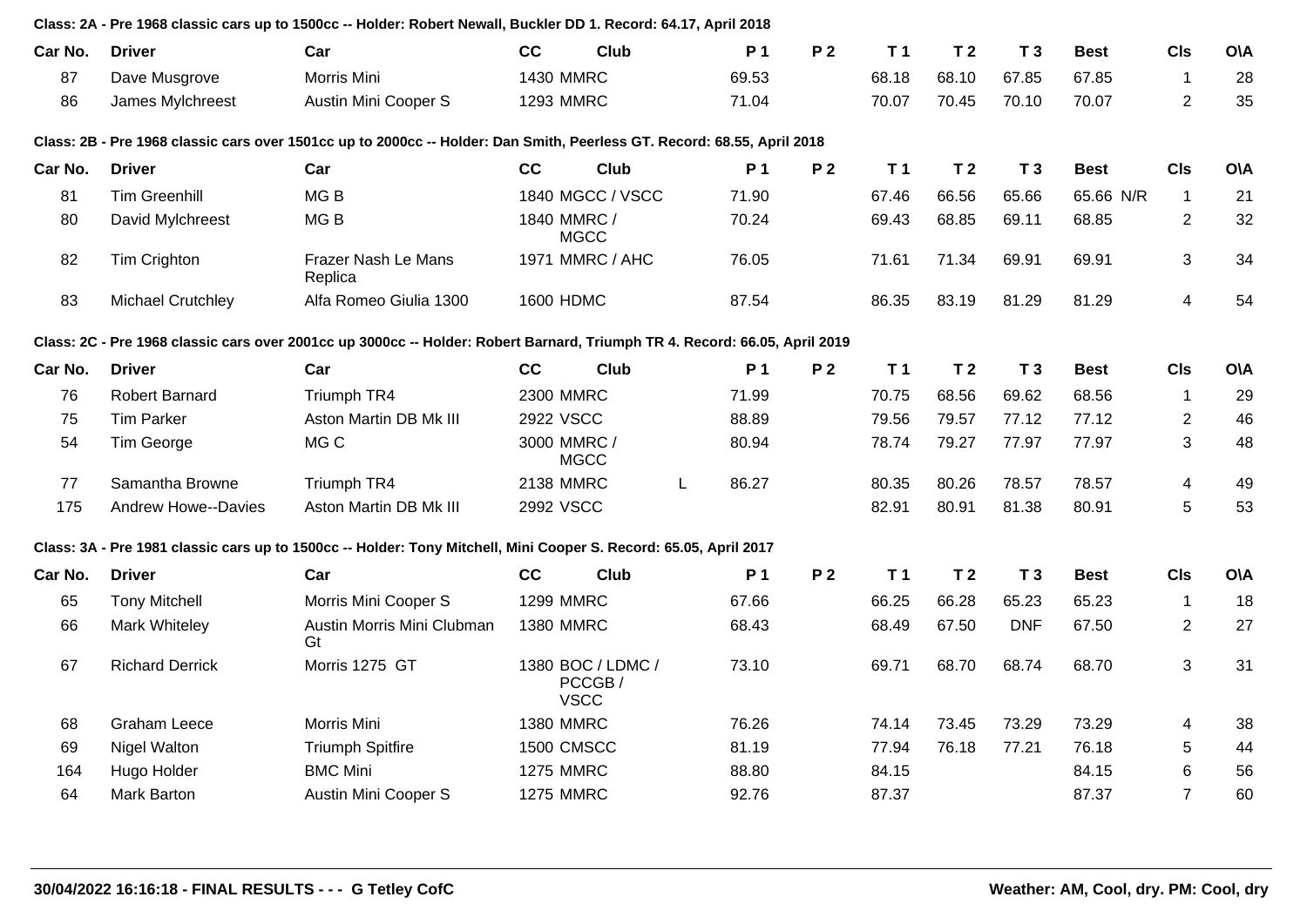**Class: 2A - Pre 1968 classic cars up to 1500cc -- Holder: Robert Newall, Buckler DD 1. Record: 64.17, April 2018**

| Car No. | Driver | Car | CC | Club | | P 1 | P 2 | T 1 | T 2 | T 3 | Best | Cls | O\A |
|---|---|---|---|---|---|---|---|---|---|---|---|---|---|
| 87 | Dave Musgrove | Morris Mini | 1430 | MMRC | | 69.53 | | 68.18 | 68.10 | 67.85 | 67.85 | 1 | 28 |
| 86 | James Mylchreest | Austin Mini Cooper S | 1293 | MMRC | | 71.04 | | 70.07 | 70.45 | 70.10 | 70.07 | 2 | 35 |

**Class: 2B - Pre 1968 classic cars over 1501cc up to 2000cc -- Holder: Dan Smith, Peerless GT. Record: 68.55, April 2018**

| Car No. | Driver | Car | CC | Club | | P 1 | P 2 | T 1 | T 2 | T 3 | Best | Cls | O\A |
|---|---|---|---|---|---|---|---|---|---|---|---|---|---|
| 81 | Tim Greenhill | MG B | 1840 | MGCC / VSCC | | 71.90 | | 67.46 | 66.56 | 65.66 | 65.66 N/R | 1 | 21 |
| 80 | David Mylchreest | MG B | 1840 | MMRC / MGCC | | 70.24 | | 69.43 | 68.85 | 69.11 | 68.85 | 2 | 32 |
| 82 | Tim Crighton | Frazer Nash Le Mans Replica | 1971 | MMRC / AHC | | 76.05 | | 71.61 | 71.34 | 69.91 | 69.91 | 3 | 34 |
| 83 | Michael Crutchley | Alfa Romeo Giulia 1300 | 1600 | HDMC | | 87.54 | | 86.35 | 83.19 | 81.29 | 81.29 | 4 | 54 |

**Class: 2C - Pre 1968 classic cars over 2001cc up 3000cc -- Holder: Robert Barnard, Triumph TR 4. Record: 66.05, April 2019**

| Car No. | Driver | Car | CC | Club | | P 1 | P 2 | T 1 | T 2 | T 3 | Best | Cls | O\A |
|---|---|---|---|---|---|---|---|---|---|---|---|---|---|
| 76 | Robert Barnard | Triumph TR4 | 2300 | MMRC | | 71.99 | | 70.75 | 68.56 | 69.62 | 68.56 | 1 | 29 |
| 75 | Tim Parker | Aston Martin DB Mk III | 2922 | VSCC | | 88.89 | | 79.56 | 79.57 | 77.12 | 77.12 | 2 | 46 |
| 54 | Tim George | MG C | 3000 | MMRC / MGCC | | 80.94 | | 78.74 | 79.27 | 77.97 | 77.97 | 3 | 48 |
| 77 | Samantha Browne | Triumph TR4 | 2138 | MMRC | L | 86.27 | | 80.35 | 80.26 | 78.57 | 78.57 | 4 | 49 |
| 175 | Andrew Howe--Davies | Aston Martin DB Mk III | 2992 | VSCC | | | | 82.91 | 80.91 | 81.38 | 80.91 | 5 | 53 |

**Class: 3A - Pre 1981 classic cars up to 1500cc -- Holder: Tony Mitchell, Mini Cooper S. Record: 65.05, April 2017**

| Car No. | Driver | Car | CC | Club | | P 1 | P 2 | T 1 | T 2 | T 3 | Best | Cls | O\A |
|---|---|---|---|---|---|---|---|---|---|---|---|---|---|
| 65 | Tony Mitchell | Morris Mini Cooper S | 1299 | MMRC | | 67.66 | | 66.25 | 66.28 | 65.23 | 65.23 | 1 | 18 |
| 66 | Mark Whiteley | Austin Morris Mini Clubman Gt | 1380 | MMRC | | 68.43 | | 68.49 | 67.50 | DNF | 67.50 | 2 | 27 |
| 67 | Richard Derrick | Morris 1275 GT | 1380 | BOC / LDMC / PCCGB / VSCC | | 73.10 | | 69.71 | 68.70 | 68.74 | 68.70 | 3 | 31 |
| 68 | Graham Leece | Morris Mini | 1380 | MMRC | | 76.26 | | 74.14 | 73.45 | 73.29 | 73.29 | 4 | 38 |
| 69 | Nigel Walton | Triumph Spitfire | 1500 | CMSCC | | 81.19 | | 77.94 | 76.18 | 77.21 | 76.18 | 5 | 44 |
| 164 | Hugo Holder | BMC Mini | 1275 | MMRC | | 88.80 | | 84.15 | | | 84.15 | 6 | 56 |
| 64 | Mark Barton | Austin Mini Cooper S | 1275 | MMRC | | 92.76 | | 87.37 | | | 87.37 | 7 | 60 |

30/04/2022 16:16:18 - FINAL RESULTS - - - G Tetley CofC

Weather: AM, Cool, dry. PM: Cool, dry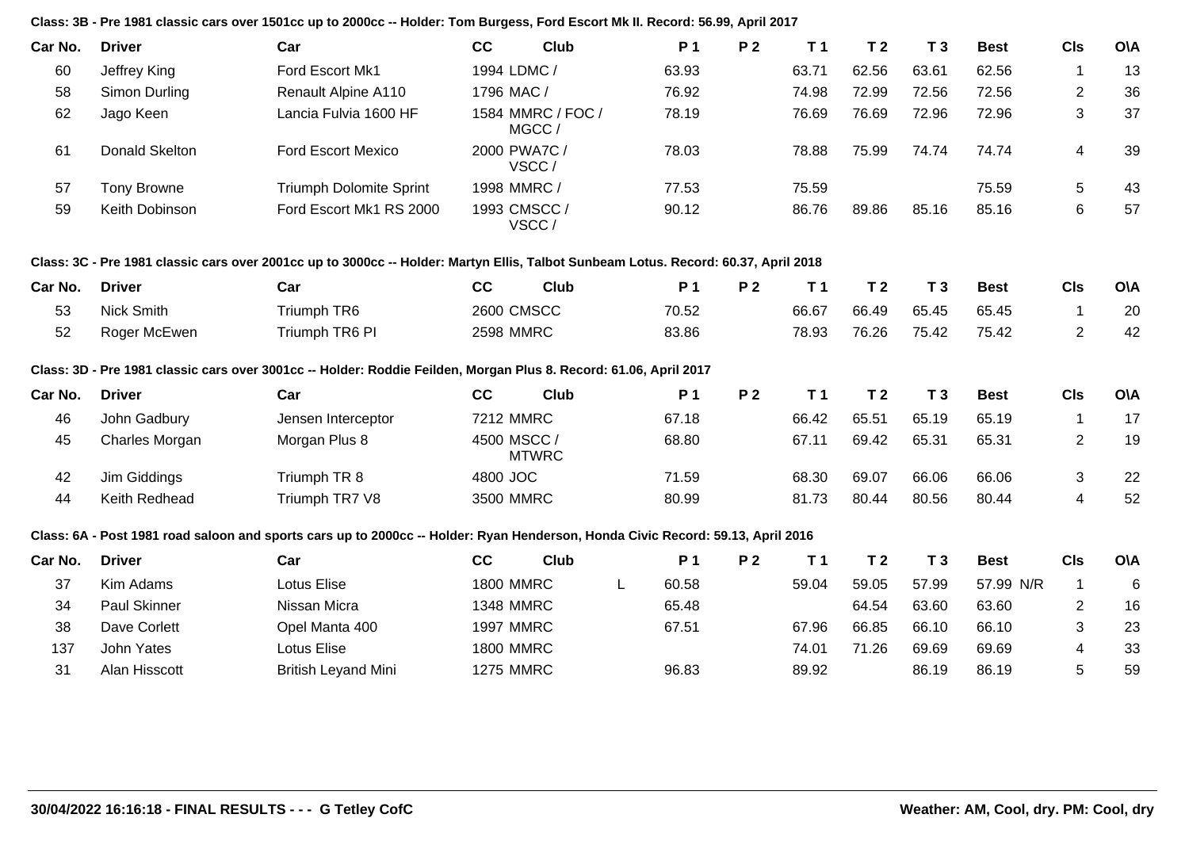**Class: 3B - Pre 1981 classic cars over 1501cc up to 2000cc -- Holder: Tom Burgess, Ford Escort Mk II. Record: 56.99, April 2017**

| Car No. | Driver | Car | CC | Club | P 1 | P 2 | T 1 | T 2 | T 3 | Best | Cls | O\A |
|---|---|---|---|---|---|---|---|---|---|---|---|---|
| 60 | Jeffrey King | Ford Escort Mk1 | 1994 | LDMC / | 63.93 | | 63.71 | 62.56 | 63.61 | 62.56 | 1 | 13 |
| 58 | Simon Durling | Renault Alpine A110 | 1796 | MAC / | 76.92 | | 74.98 | 72.99 | 72.56 | 72.56 | 2 | 36 |
| 62 | Jago Keen | Lancia Fulvia 1600 HF | 1584 | MMRC / FOC / MGCC / | 78.19 | | 76.69 | 76.69 | 72.96 | 72.96 | 3 | 37 |
| 61 | Donald Skelton | Ford Escort Mexico | 2000 | PWA7C / VSCC / | 78.03 | | 78.88 | 75.99 | 74.74 | 74.74 | 4 | 39 |
| 57 | Tony Browne | Triumph Dolomite Sprint | 1998 | MMRC / | 77.53 | | 75.59 | | | 75.59 | 5 | 43 |
| 59 | Keith Dobinson | Ford Escort Mk1 RS 2000 | 1993 | CMSCC / VSCC / | 90.12 | | 86.76 | 89.86 | 85.16 | 85.16 | 6 | 57 |

**Class: 3C - Pre 1981 classic cars over 2001cc up to 3000cc -- Holder: Martyn Ellis, Talbot Sunbeam Lotus. Record: 60.37, April 2018**

| Car No. | Driver | Car | CC | Club | P 1 | P 2 | T 1 | T 2 | T 3 | Best | Cls | O\A |
|---|---|---|---|---|---|---|---|---|---|---|---|---|
| 53 | Nick Smith | Triumph TR6 | 2600 | CMSCC | 70.52 | | 66.67 | 66.49 | 65.45 | 65.45 | 1 | 20 |
| 52 | Roger McEwen | Triumph TR6 PI | 2598 | MMRC | 83.86 | | 78.93 | 76.26 | 75.42 | 75.42 | 2 | 42 |

**Class: 3D - Pre 1981 classic cars over 3001cc -- Holder: Roddie Feilden, Morgan Plus 8. Record: 61.06, April 2017**

| Car No. | Driver | Car | CC | Club | P 1 | P 2 | T 1 | T 2 | T 3 | Best | Cls | O\A |
|---|---|---|---|---|---|---|---|---|---|---|---|---|
| 46 | John Gadbury | Jensen Interceptor | 7212 | MMRC | 67.18 | | 66.42 | 65.51 | 65.19 | 65.19 | 1 | 17 |
| 45 | Charles Morgan | Morgan Plus 8 | 4500 | MSCC / MTWRC | 68.80 | | 67.11 | 69.42 | 65.31 | 65.31 | 2 | 19 |
| 42 | Jim Giddings | Triumph TR 8 | 4800 | JOC | 71.59 | | 68.30 | 69.07 | 66.06 | 66.06 | 3 | 22 |
| 44 | Keith Redhead | Triumph TR7 V8 | 3500 | MMRC | 80.99 | | 81.73 | 80.44 | 80.56 | 80.44 | 4 | 52 |

**Class: 6A - Post 1981 road saloon and sports cars up to 2000cc -- Holder: Ryan Henderson, Honda Civic Record: 59.13, April 2016**

| Car No. | Driver | Car | CC | Club | | P 1 | P 2 | T 1 | T 2 | T 3 | Best | Cls | O\A |
|---|---|---|---|---|---|---|---|---|---|---|---|---|---|
| 37 | Kim Adams | Lotus Elise | 1800 | MMRC | L | 60.58 | | 59.04 | 59.05 | 57.99 | 57.99 N/R | 1 | 6 |
| 34 | Paul Skinner | Nissan Micra | 1348 | MMRC | | 65.48 | | | 64.54 | 63.60 | 63.60 | 2 | 16 |
| 38 | Dave Corlett | Opel Manta 400 | 1997 | MMRC | | 67.51 | | 67.96 | 66.85 | 66.10 | 66.10 | 3 | 23 |
| 137 | John Yates | Lotus Elise | 1800 | MMRC | | | | 74.01 | 71.26 | 69.69 | 69.69 | 4 | 33 |
| 31 | Alan Hisscott | British Leyand Mini | 1275 | MMRC | | 96.83 | | 89.92 | | 86.19 | 86.19 | 5 | 59 |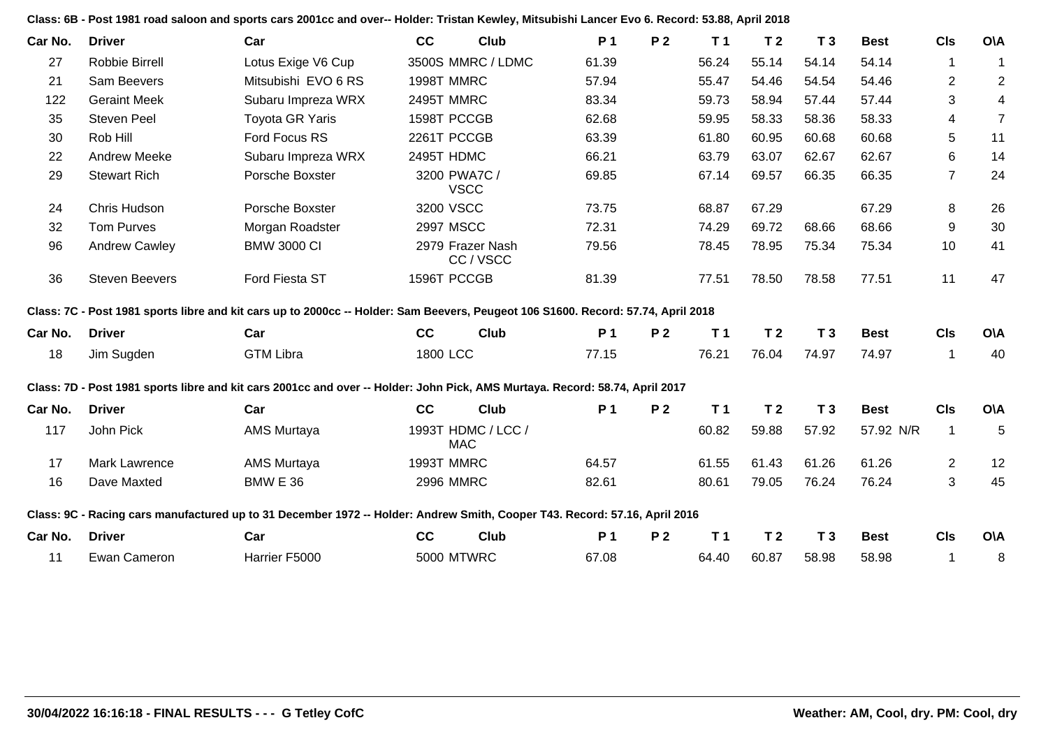**Class: 6B - Post 1981 road saloon and sports cars 2001cc and over-- Holder: Tristan Kewley, Mitsubishi Lancer Evo 6. Record: 53.88, April 2018**

| Car No. | Driver | Car | CC | Club | P 1 | P 2 | T 1 | T 2 | T 3 | Best | Cls | O\A |
|---|---|---|---|---|---|---|---|---|---|---|---|---|
| 27 | Robbie Birrell | Lotus Exige V6 Cup | 3500S | MMRC / LDMC | 61.39 | | 56.24 | 55.14 | 54.14 | 54.14 | 1 | 1 |
| 21 | Sam Beevers | Mitsubishi EVO 6 RS | 1998T | MMRC | 57.94 | | 55.47 | 54.46 | 54.54 | 54.46 | 2 | 2 |
| 122 | Geraint Meek | Subaru Impreza WRX | 2495T | MMRC | 83.34 | | 59.73 | 58.94 | 57.44 | 57.44 | 3 | 4 |
| 35 | Steven Peel | Toyota GR Yaris | 1598T | PCCGB | 62.68 | | 59.95 | 58.33 | 58.36 | 58.33 | 4 | 7 |
| 30 | Rob Hill | Ford Focus RS | 2261T | PCCGB | 63.39 | | 61.80 | 60.95 | 60.68 | 60.68 | 5 | 11 |
| 22 | Andrew Meeke | Subaru Impreza WRX | 2495T | HDMC | 66.21 | | 63.79 | 63.07 | 62.67 | 62.67 | 6 | 14 |
| 29 | Stewart Rich | Porsche Boxster | 3200 | PWA7C / VSCC | 69.85 | | 67.14 | 69.57 | 66.35 | 66.35 | 7 | 24 |
| 24 | Chris Hudson | Porsche Boxster | 3200 | VSCC | 73.75 | | 68.87 | 67.29 | | 67.29 | 8 | 26 |
| 32 | Tom Purves | Morgan Roadster | 2997 | MSCC | 72.31 | | 74.29 | 69.72 | 68.66 | 68.66 | 9 | 30 |
| 96 | Andrew Cawley | BMW 3000 CI | 2979 | Frazer Nash CC / VSCC | 79.56 | | 78.45 | 78.95 | 75.34 | 75.34 | 10 | 41 |
| 36 | Steven Beevers | Ford Fiesta ST | 1596T | PCCGB | 81.39 | | 77.51 | 78.50 | 78.58 | 77.51 | 11 | 47 |

**Class: 7C - Post 1981 sports libre and kit cars up to 2000cc -- Holder: Sam Beevers, Peugeot 106 S1600. Record: 57.74, April 2018**

| Car No. | Driver | Car | CC | Club | P 1 | P 2 | T 1 | T 2 | T 3 | Best | Cls | O\A |
|---|---|---|---|---|---|---|---|---|---|---|---|---|
| 18 | Jim Sugden | GTM Libra | 1800 | LCC | 77.15 | | 76.21 | 76.04 | 74.97 | 74.97 | 1 | 40 |

**Class: 7D - Post 1981 sports libre and kit cars 2001cc and over -- Holder: John Pick, AMS Murtaya. Record: 58.74, April 2017**

| Car No. | Driver | Car | CC | Club | P 1 | P 2 | T 1 | T 2 | T 3 | Best | Cls | O\A |
|---|---|---|---|---|---|---|---|---|---|---|---|---|
| 117 | John Pick | AMS Murtaya | 1993T | HDMC / LCC / MAC | | | 60.82 | 59.88 | 57.92 | 57.92 N/R | 1 | 5 |
| 17 | Mark Lawrence | AMS Murtaya | 1993T | MMRC | 64.57 | | 61.55 | 61.43 | 61.26 | 61.26 | 2 | 12 |
| 16 | Dave Maxted | BMW E 36 | 2996 | MMRC | 82.61 | | 80.61 | 79.05 | 76.24 | 76.24 | 3 | 45 |

**Class: 9C - Racing cars manufactured up to 31 December 1972 -- Holder: Andrew Smith, Cooper T43. Record: 57.16, April 2016**

| Car No. | Driver | Car | CC | Club | P 1 | P 2 | T 1 | T 2 | T 3 | Best | Cls | O\A |
|---|---|---|---|---|---|---|---|---|---|---|---|---|
| 11 | Ewan Cameron | Harrier F5000 | 5000 | MTWRC | 67.08 | | 64.40 | 60.87 | 58.98 | 58.98 | 1 | 8 |

30/04/2022 16:16:18 - FINAL RESULTS - - - G Tetley CofC

Weather: AM, Cool, dry. PM: Cool, dry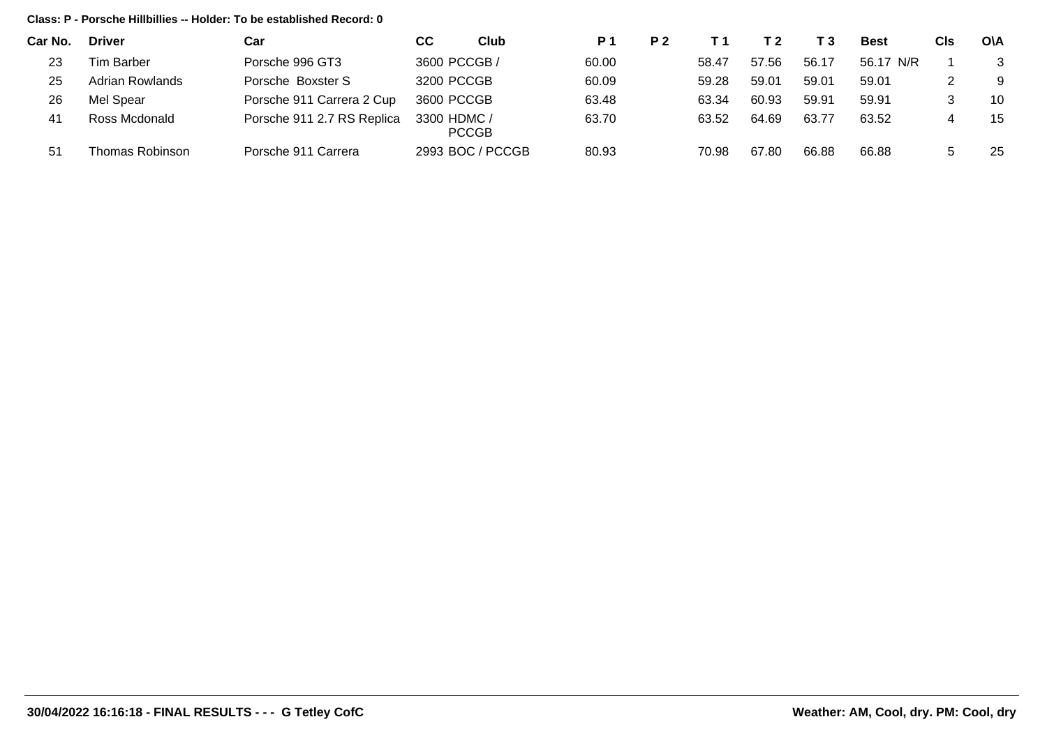**Class: P - Porsche Hillbillies -- Holder: To be established Record: 0**

| Car No. | Driver | Car | CC | Club | P 1 | P 2 | T 1 | T 2 | T 3 | Best | | Cls | O\A |
|---|---|---|---|---|---|---|---|---|---|---|---|---|---|
| 23 | Tim Barber | Porsche 996 GT3 | 3600 | PCCGB / | 60.00 | | 58.47 | 57.56 | 56.17 | 56.17 | N/R | 1 | 3 |
| 25 | Adrian Rowlands | Porsche Boxster S | 3200 | PCCGB | 60.09 | | 59.28 | 59.01 | 59.01 | 59.01 | | 2 | 9 |
| 26 | Mel Spear | Porsche 911 Carrera 2 Cup | 3600 | PCCGB | 63.48 | | 63.34 | 60.93 | 59.91 | 59.91 | | 3 | 10 |
| 41 | Ross Mcdonald | Porsche 911 2.7 RS Replica | 3300 | HDMC / PCCGB | 63.70 | | 63.52 | 64.69 | 63.77 | 63.52 | | 4 | 15 |
| 51 | Thomas Robinson | Porsche 911 Carrera | 2993 | BOC / PCCGB | 80.93 | | 70.98 | 67.80 | 66.88 | 66.88 | | 5 | 25 |

**30/04/2022 16:16:18 - FINAL RESULTS - - - G Tetley CofC**

**Weather: AM, Cool, dry. PM: Cool, dry**